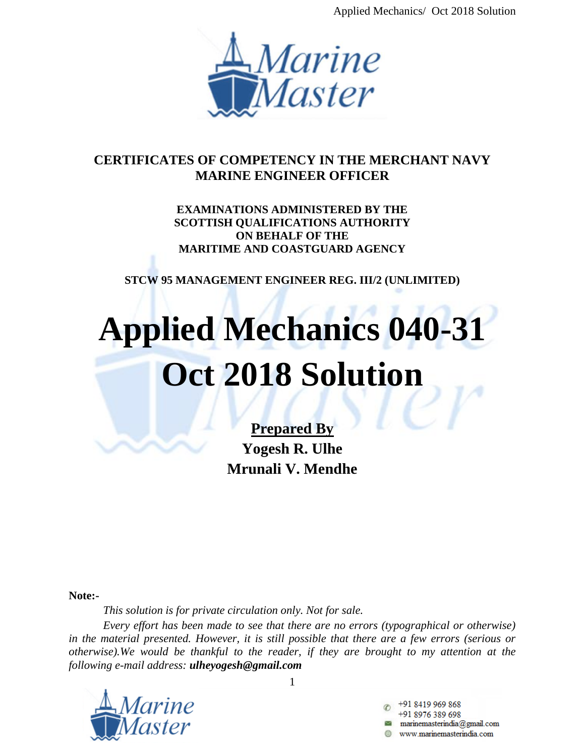**CERTIFICATES OF COMPETENCY IN THE MERCHANT NAVY**
**MARINE ENGINEER OFFICER**

**EXAMINATIONS ADMINISTERED BY THE**
**SCOTTISH QUALIFICATIONS AUTHORITY**
**ON BEHALF OF THE**
**MARITIME AND COASTGUARD AGENCY**

**STCW 95 MANAGEMENT ENGINEER REG. III/2 (UNLIMITED)**

# Applied Mechanics 040-31
# Oct 2018 Solution

**Prepared By**
**Yogesh R. Ulhe**
**Mrunali V. Mendhe**

**Note:-**

*This solution is for private circulation only. Not for sale.*

*Every effort has been made to see that there are no errors (typographical or otherwise) in the material presented. However, it is still possible that there are a few errors (serious or otherwise).We would be thankful to the reader, if they are brought to my attention at the following e-mail address:* ***ulheyogesh@gmail.com***

+91 8419 969 868
+91 8976 389 698
marinemasterindia@gmail.com
www.marinemasterindia.com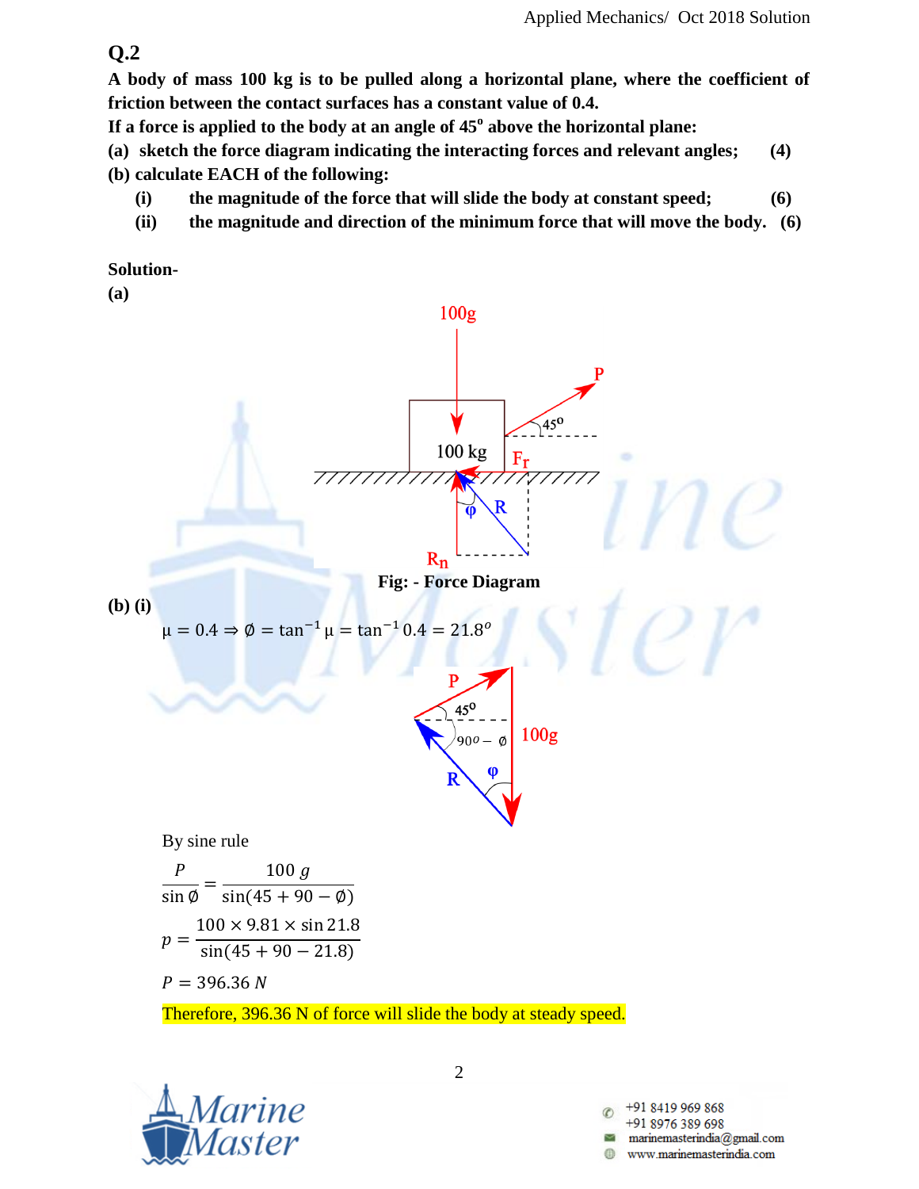## Q.2

**A body of mass 100 kg is to be pulled along a horizontal plane, where the coefficient of friction between the contact surfaces has a constant value of 0.4.**

**If a force is applied to the body at an angle of 45° above the horizontal plane:**

**(a) sketch the force diagram indicating the interacting forces and relevant angles; (4)**

**(b) calculate EACH of the following:**

**(i) the magnitude of the force that will slide the body at constant speed; (6)**

**(ii) the magnitude and direction of the minimum force that will move the body. (6)**

**Solution-**

**(a)**

**Fig: - Force Diagram**

**(b) (i)**

$\mu = 0.4 \Rightarrow \emptyset = \tan^{-1}\mu = \tan^{-1}0.4 = 21.8^o$

By sine rule

$$\frac{P}{\sin\emptyset} = \frac{100\,g}{\sin(45+90-\emptyset)}$$

$$p = \frac{100 \times 9.81 \times \sin 21.8}{\sin(45+90-21.8)}$$

$$P = 396.36\ N$$

Therefore, 396.36 N of force will slide the body at steady speed.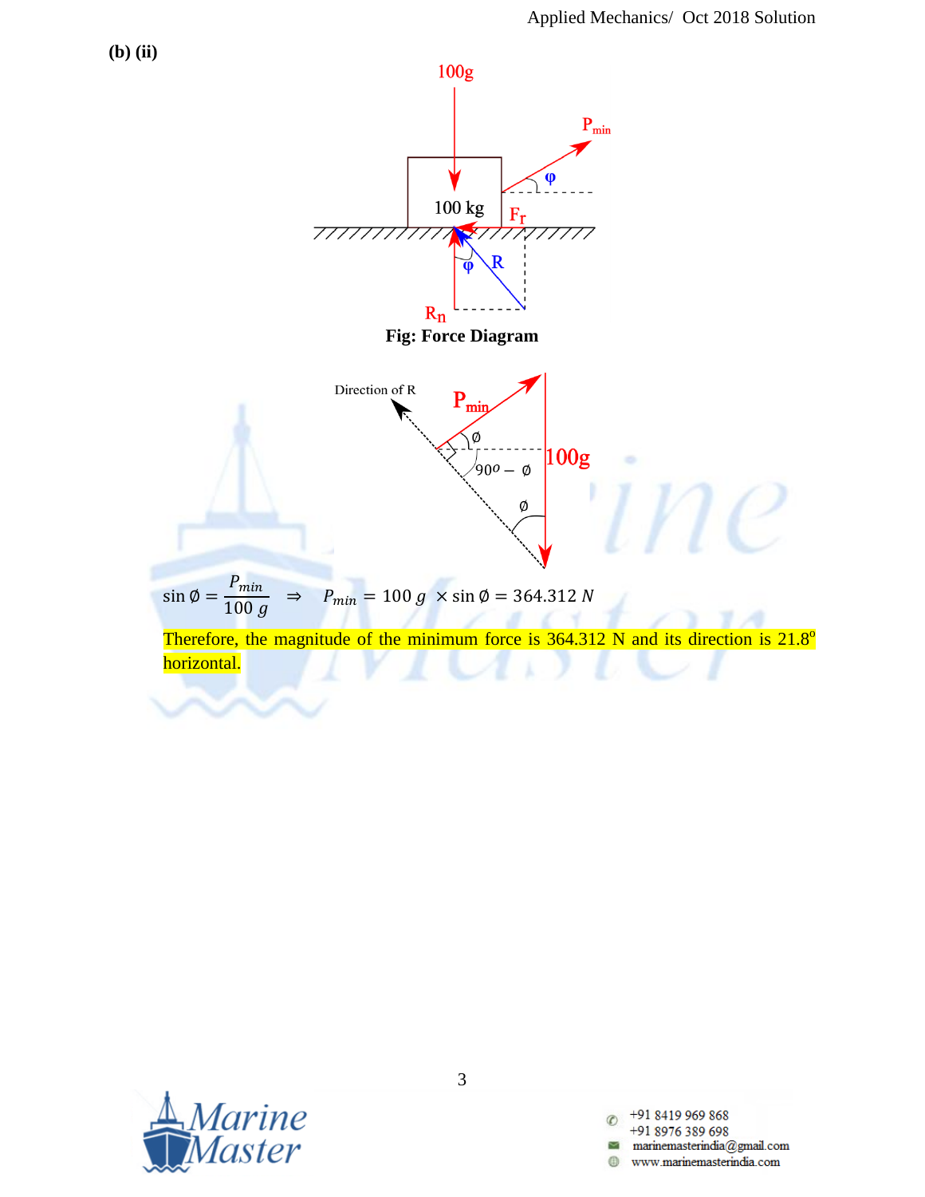**(b) (ii)**

Fig: Force Diagram

$$\sin \emptyset = \frac{P_{min}}{100\ g} \quad \Rightarrow \quad P_{min} = 100\ g\ \times \sin \emptyset = 364.312\ N$$

Therefore, the magnitude of the minimum force is 364.312 N and its direction is 21.8° horizontal.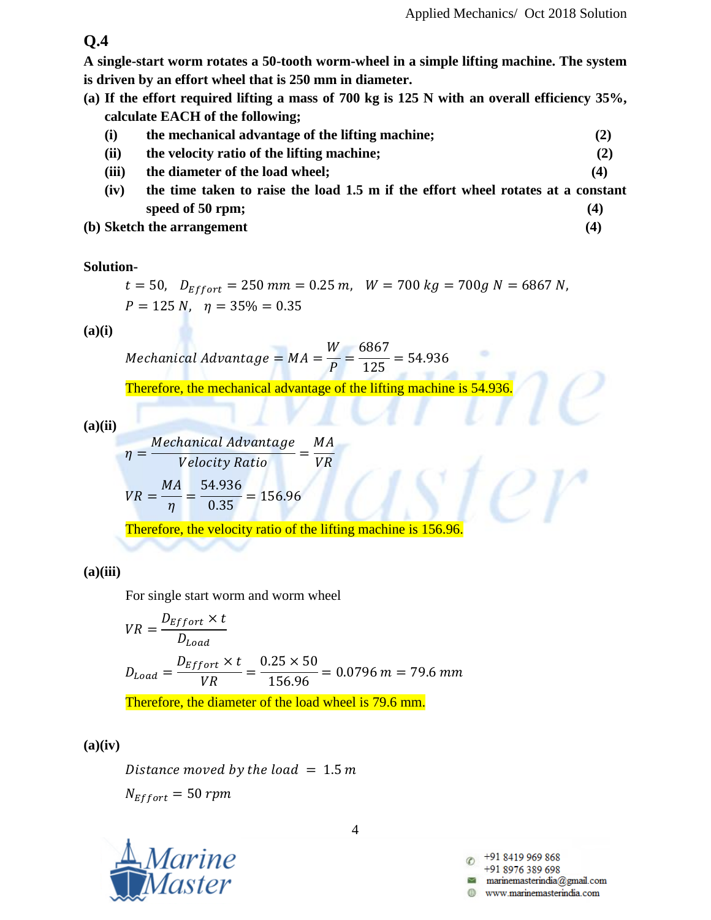## Q.4

**A single-start worm rotates a 50-tooth worm-wheel in a simple lifting machine. The system is driven by an effort wheel that is 250 mm in diameter.**

**(a) If the effort required lifting a mass of 700 kg is 125 N with an overall efficiency 35%, calculate EACH of the following;**

- **(i) the mechanical advantage of the lifting machine; (2)**
- **(ii) the velocity ratio of the lifting machine; (2)**
- **(iii) the diameter of the load wheel; (4)**
- **(iv) the time taken to raise the load 1.5 m if the effort wheel rotates at a constant speed of 50 rpm; (4)**

**(b) Sketch the arrangement (4)**

**Solution-**

$$t = 50, \quad D_{Effort} = 250\ mm = 0.25\ m, \quad W = 700\ kg = 700g\ N = 6867\ N,$$

$$P = 125\ N, \quad \eta = 35\% = 0.35$$

**(a)(i)**

$$Mechanical\ Advantage = MA = \frac{W}{P} = \frac{6867}{125} = 54.936$$

Therefore, the mechanical advantage of the lifting machine is 54.936.

**(a)(ii)**

$$\eta = \frac{Mechanical\ Advantage}{Velocity\ Ratio} = \frac{MA}{VR}$$

$$VR = \frac{MA}{\eta} = \frac{54.936}{0.35} = 156.96$$

Therefore, the velocity ratio of the lifting machine is 156.96.

**(a)(iii)**

For single start worm and worm wheel

$$VR = \frac{D_{Effort} \times t}{D_{Load}}$$

$$D_{Load} = \frac{D_{Effort} \times t}{VR} = \frac{0.25 \times 50}{156.96} = 0.0796\ m = 79.6\ mm$$

Therefore, the diameter of the load wheel is 79.6 mm.

**(a)(iv)**

$$Distance\ moved\ by\ the\ load\ = 1.5\ m$$

$$N_{Effort} = 50\ rpm$$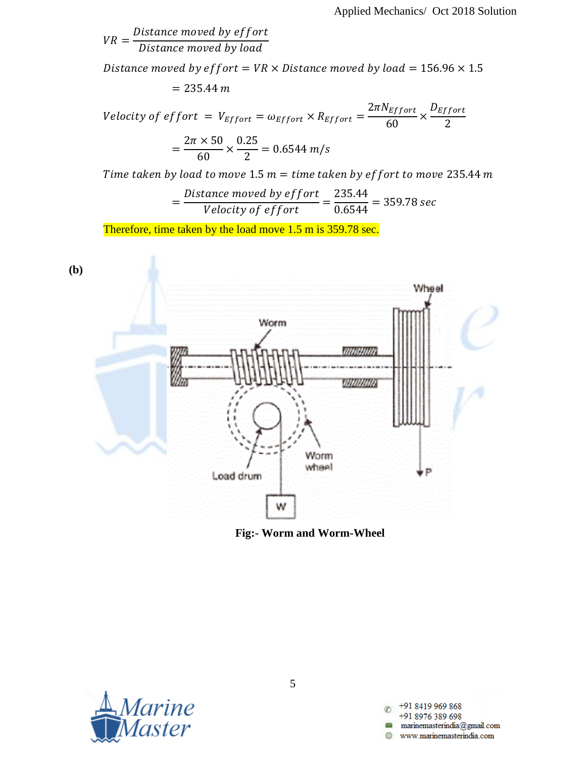$$VR = \frac{Distance\ moved\ by\ effort}{Distance\ moved\ by\ load}$$

$$Distance\ moved\ by\ effort = VR \times Distance\ moved\ by\ load = 156.96 \times 1.5$$

$$= 235.44\ m$$

$$Velocity\ of\ effort\ = V_{Effort} = \omega_{Effort} \times R_{Effort} = \frac{2\pi N_{Effort}}{60} \times \frac{D_{Effort}}{2}$$

$$= \frac{2\pi \times 50}{60} \times \frac{0.25}{2} = 0.6544\ m/s$$

$$Time\ taken\ by\ load\ to\ move\ 1.5\ m = time\ taken\ by\ effort\ to\ move\ 235.44\ m$$

$$= \frac{Distance\ moved\ by\ effort}{Velocity\ of\ effort} = \frac{235.44}{0.6544} = 359.78\ sec$$

Therefore, time taken by the load move 1.5 m is 359.78 sec.

**(b)**

Fig:- Worm and Worm-Wheel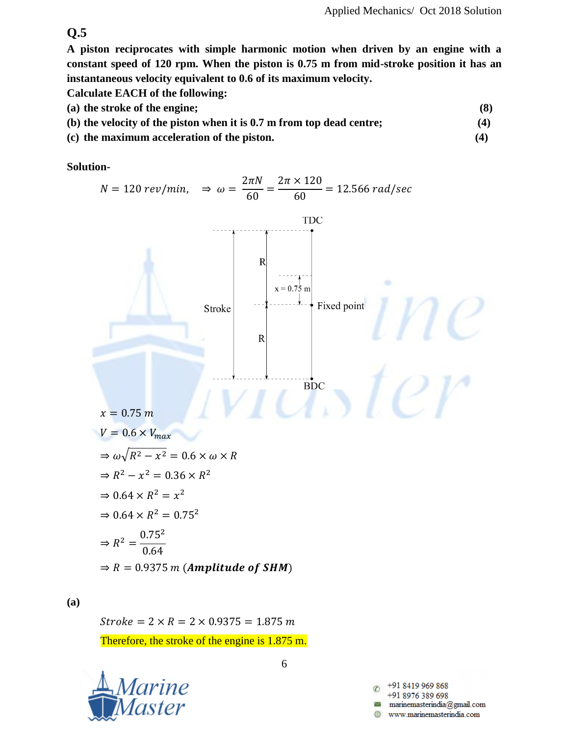## Q.5

**A piston reciprocates with simple harmonic motion when driven by an engine with a constant speed of 120 rpm. When the piston is 0.75 m from mid-stroke position it has an instantaneous velocity equivalent to 0.6 of its maximum velocity.**

**Calculate EACH of the following:**

**(a) the stroke of the engine; (8)**

**(b) the velocity of the piston when it is 0.7 m from top dead centre; (4)**

**(c) the maximum acceleration of the piston. (4)**

**Solution-**

$$N = 120\ rev/min, \quad \Rightarrow \omega = \frac{2\pi N}{60} = \frac{2\pi \times 120}{60} = 12.566\ rad/sec$$

TDC

R

x = 0.75 m

Stroke

Fixed point

R

BDC

$$x = 0.75\ m$$

$$V = 0.6 \times V_{max}$$

$$\Rightarrow \omega\sqrt{R^2 - x^2} = 0.6 \times \omega \times R$$

$$\Rightarrow R^2 - x^2 = 0.36 \times R^2$$

$$\Rightarrow 0.64 \times R^2 = x^2$$

$$\Rightarrow 0.64 \times R^2 = 0.75^2$$

$$\Rightarrow R^2 = \frac{0.75^2}{0.64}$$

$$\Rightarrow R = 0.9375\ m\ (\boldsymbol{Amplitude\ of\ SHM})$$

**(a)**

$$Stroke = 2 \times R = 2 \times 0.9375 = 1.875\ m$$

Therefore, the stroke of the engine is 1.875 m.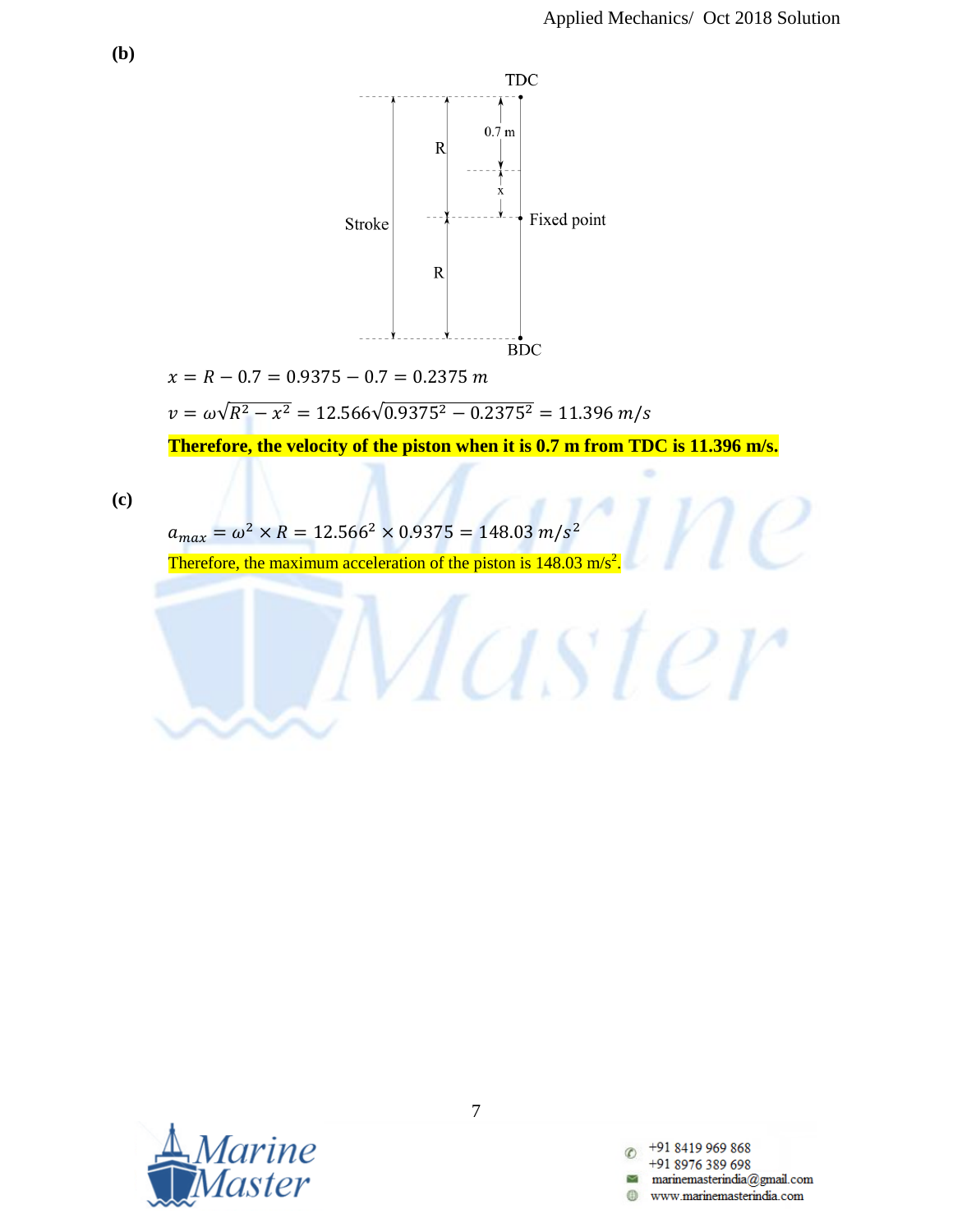**(b)**

$$x = R - 0.7 = 0.9375 - 0.7 = 0.2375\ m$$

$$v = \omega\sqrt{R^2 - x^2} = 12.566\sqrt{0.9375^2 - 0.2375^2} = 11.396\ m/s$$

**Therefore, the velocity of the piston when it is 0.7 m from TDC is 11.396 m/s.**

**(c)**

$$a_{max} = \omega^2 \times R = 12.566^2 \times 0.9375 = 148.03\ m/s^2$$

Therefore, the maximum acceleration of the piston is 148.03 $m/s^2$.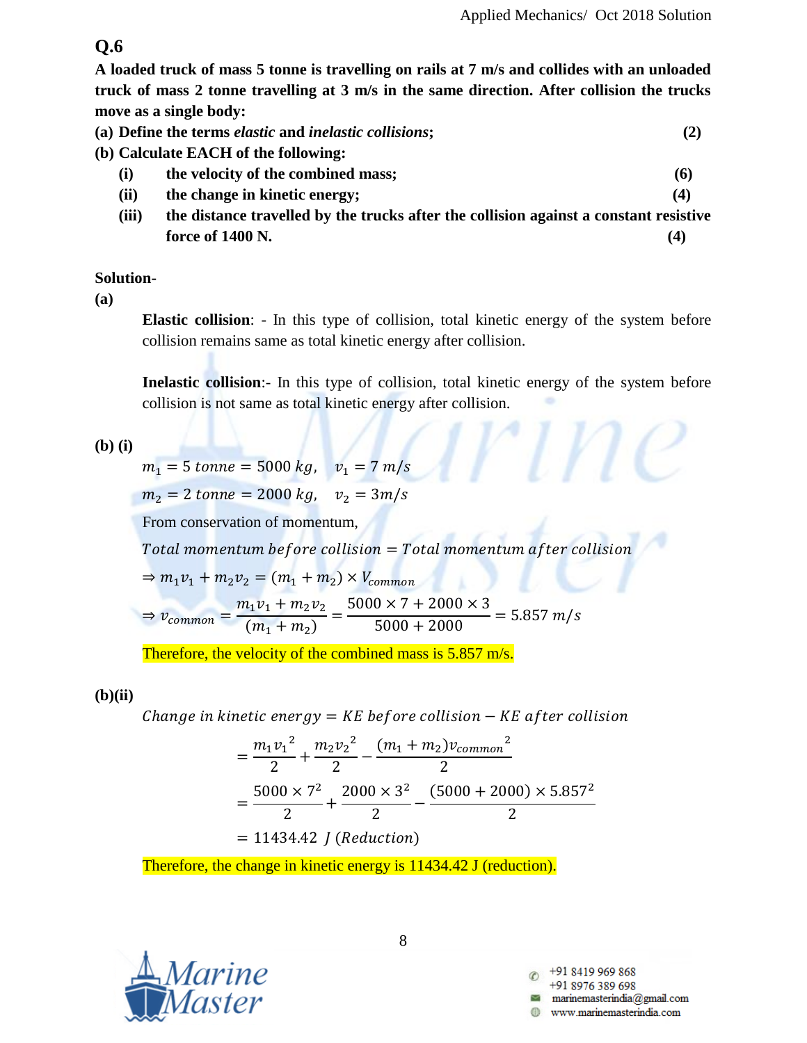## Q.6

**A loaded truck of mass 5 tonne is travelling on rails at 7 m/s and collides with an unloaded truck of mass 2 tonne travelling at 3 m/s in the same direction. After collision the trucks move as a single body:**

**(a) Define the terms *elastic* and *inelastic collisions*; (2)**

**(b) Calculate EACH of the following:**

**(i) the velocity of the combined mass; (6)**

**(ii) the change in kinetic energy; (4)**

**(iii) the distance travelled by the trucks after the collision against a constant resistive force of 1400 N. (4)**

**Solution-**

**(a)**

**Elastic collision**: - In this type of collision, total kinetic energy of the system before collision remains same as total kinetic energy after collision.

**Inelastic collision**:- In this type of collision, total kinetic energy of the system before collision is not same as total kinetic energy after collision.

**(b) (i)**

$m_1 = 5\ tonne = 5000\ kg, \quad v_1 = 7\ m/s$

$m_2 = 2\ tonne = 2000\ kg, \quad v_2 = 3 m/s$

From conservation of momentum,

$Total\ momentum\ before\ collision = Total\ momentum\ after\ collision$

$$\Rightarrow m_1 v_1 + m_2 v_2 = (m_1 + m_2) \times V_{common}$$

$$\Rightarrow v_{common} = \frac{m_1 v_1 + m_2 v_2}{(m_1 + m_2)} = \frac{5000 \times 7 + 2000 \times 3}{5000 + 2000} = 5.857\ m/s$$

Therefore, the velocity of the combined mass is 5.857 m/s.

**(b)(ii)**

$Change\ in\ kinetic\ energy = KE\ before\ collision - KE\ after\ collision$

$$= \frac{m_1 {v_1}^2}{2} + \frac{m_2 {v_2}^2}{2} - \frac{(m_1 + m_2){v_{common}}^2}{2}$$

$$= \frac{5000 \times 7^2}{2} + \frac{2000 \times 3^2}{2} - \frac{(5000 + 2000) \times 5.857^2}{2}$$

$$= 11434.42\ J\ (Reduction)$$

Therefore, the change in kinetic energy is 11434.42 J (reduction).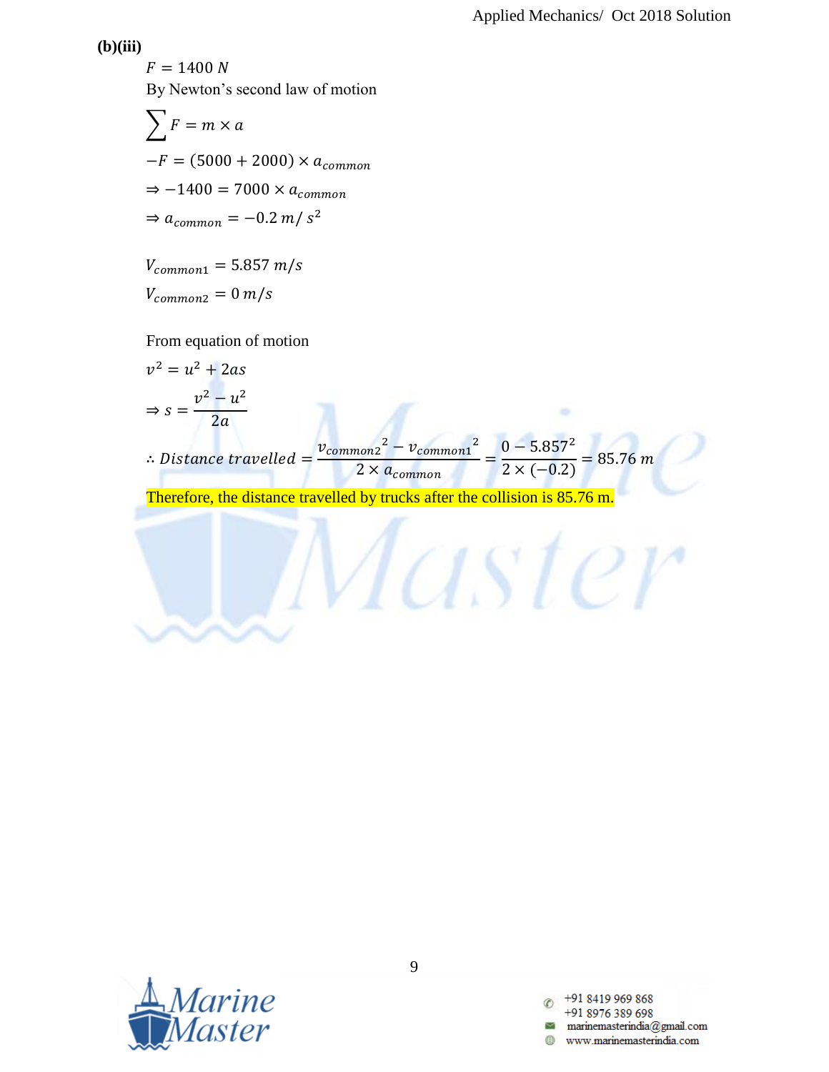**(b)(iii)**

$F = 1400\ N$

By Newton's second law of motion

$$\sum F = m \times a$$

$$-F = (5000 + 2000) \times a_{common}$$

$$\Rightarrow -1400 = 7000 \times a_{common}$$

$$\Rightarrow a_{common} = -0.2\ m/\ s^2$$

$$V_{common1} = 5.857\ m/s$$

$$V_{common2} = 0\ m/s$$

From equation of motion

$$v^2 = u^2 + 2as$$

$$\Rightarrow s = \frac{v^2 - u^2}{2a}$$

$$\therefore Distance\ travelled = \frac{{v_{common2}}^2 - {v_{common1}}^2}{2 \times a_{common}} = \frac{0 - 5.857^2}{2 \times (-0.2)} = 85.76\ m$$

Therefore, the distance travelled by trucks after the collision is 85.76 m.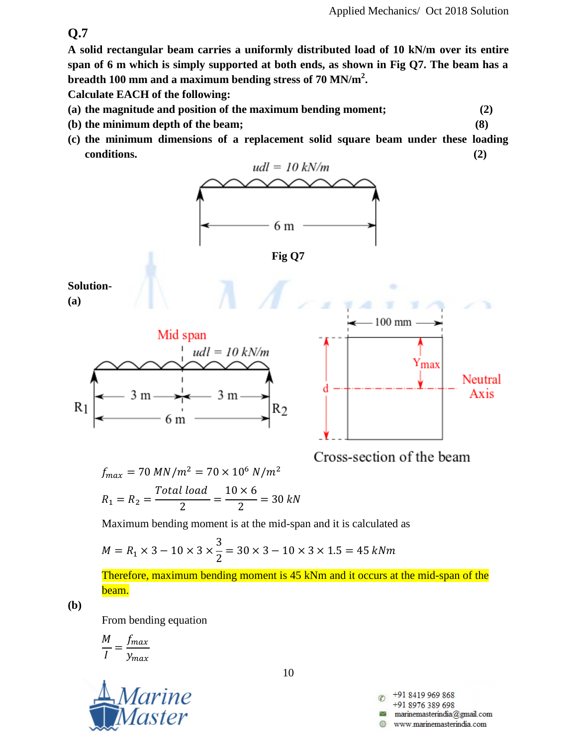## Q.7

**A solid rectangular beam carries a uniformly distributed load of 10 kN/m over its entire span of 6 m which is simply supported at both ends, as shown in Fig Q7. The beam has a breadth 100 mm and a maximum bending stress of 70 MN/m$^2$.**

**Calculate EACH of the following:**

**(a) the magnitude and position of the maximum bending moment;** **(2)**

**(b) the minimum depth of the beam;** **(8)**

**(c) the minimum dimensions of a replacement solid square beam under these loading conditions.** **(2)**

**Fig Q7**

**Solution-**

**(a)**

Cross-section of the beam

$$f_{max} = 70\ MN/m^2 = 70 \times 10^6\ N/m^2$$

$$R_1 = R_2 = \frac{Total\ load}{2} = \frac{10 \times 6}{2} = 30\ kN$$

Maximum bending moment is at the mid-span and it is calculated as

$$M = R_1 \times 3 - 10 \times 3 \times \frac{3}{2} = 30 \times 3 - 10 \times 3 \times 1.5 = 45\ kNm$$

Therefore, maximum bending moment is 45 kNm and it occurs at the mid-span of the beam.

**(b)**

From bending equation

$$\frac{M}{I} = \frac{f_{max}}{y_{max}}$$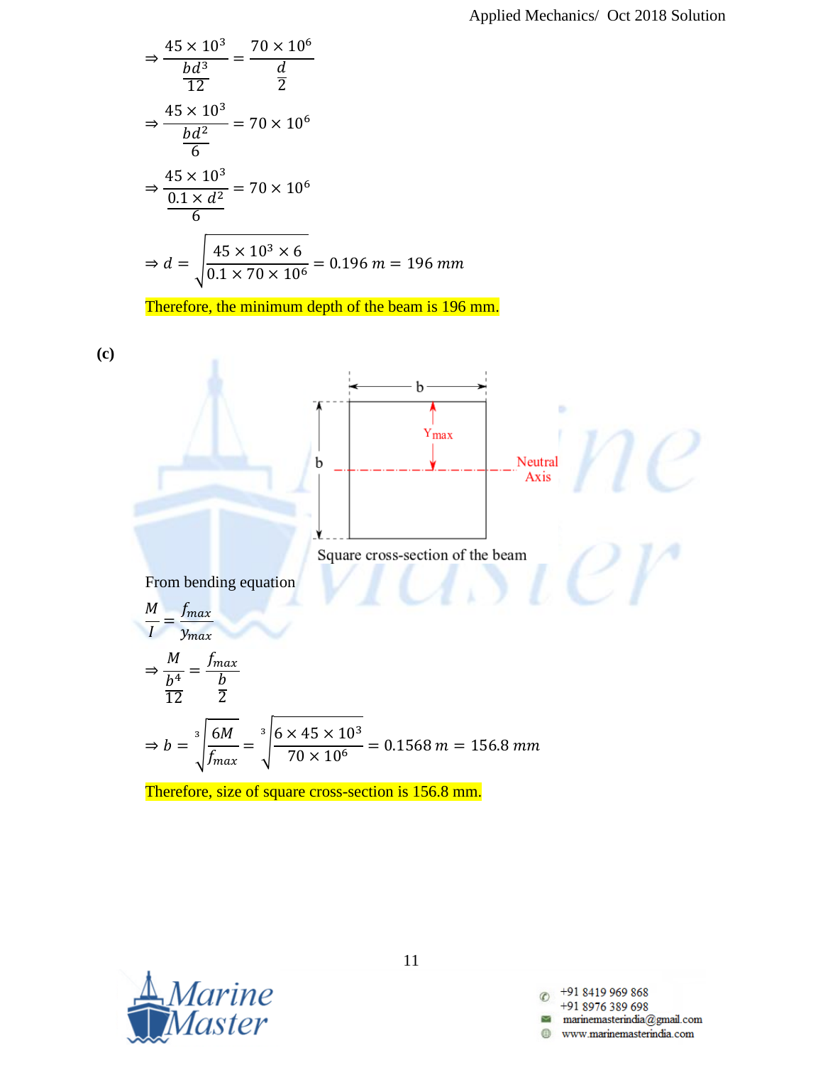$$\Rightarrow \frac{45 \times 10^3}{\frac{bd^3}{12}} = \frac{70 \times 10^6}{\frac{d}{2}}$$

$$\Rightarrow \frac{45 \times 10^3}{\frac{bd^2}{6}} = 70 \times 10^6$$

$$\Rightarrow \frac{45 \times 10^3}{\frac{0.1 \times d^2}{6}} = 70 \times 10^6$$

$$\Rightarrow d = \sqrt{\frac{45 \times 10^3 \times 6}{0.1 \times 70 \times 10^6}} = 0.196\ m = 196\ mm$$

Therefore, the minimum depth of the beam is 196 mm.

**(c)**

Square cross-section of the beam

From bending equation

$$\frac{M}{I} = \frac{f_{max}}{y_{max}}$$

$$\Rightarrow \frac{M}{\frac{b^4}{12}} = \frac{f_{max}}{\frac{b}{2}}$$

$$\Rightarrow b = \sqrt[3]{\frac{6M}{f_{max}}} = \sqrt[3]{\frac{6 \times 45 \times 10^3}{70 \times 10^6}} = 0.1568\ m = 156.8\ mm$$

Therefore, size of square cross-section is 156.8 mm.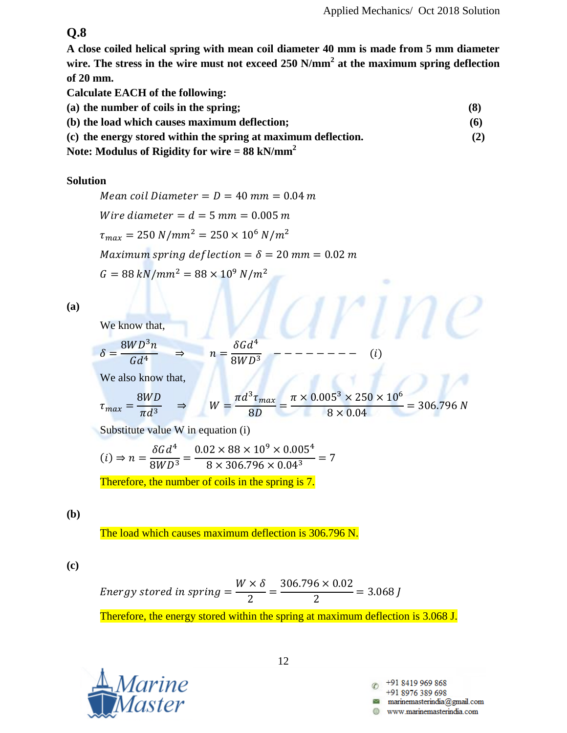## Q.8

**A close coiled helical spring with mean coil diameter 40 mm is made from 5 mm diameter wire. The stress in the wire must not exceed 250 N/mm$^2$ at the maximum spring deflection of 20 mm.**

**Calculate EACH of the following:**

**(a) the number of coils in the spring; (8)**

**(b) the load which causes maximum deflection; (6)**

**(c) the energy stored within the spring at maximum deflection. (2)**

**Note: Modulus of Rigidity for wire = 88 kN/mm$^2$**

**Solution**

$$Mean\ coil\ Diameter = D = 40\ mm = 0.04\ m$$

$$Wire\ diameter = d = 5\ mm = 0.005\ m$$

$$\tau_{max} = 250\ N/mm^2 = 250 \times 10^6\ N/m^2$$

$$Maximum\ spring\ deflection = \delta = 20\ mm = 0.02\ m$$

$$G = 88\ kN/mm^2 = 88 \times 10^9\ N/m^2$$

**(a)**

We know that,

$$\delta = \frac{8WD^3n}{Gd^4} \quad \Rightarrow \quad n = \frac{\delta G d^4}{8WD^3} \quad --------- \quad (i)$$

We also know that,

$$\tau_{max} = \frac{8WD}{\pi d^3} \quad \Rightarrow \quad W = \frac{\pi d^3 \tau_{max}}{8D} = \frac{\pi \times 0.005^3 \times 250 \times 10^6}{8 \times 0.04} = 306.796\ N$$

Substitute value W in equation (i)

$$(i) \Rightarrow n = \frac{\delta G d^4}{8WD^3} = \frac{0.02 \times 88 \times 10^9 \times 0.005^4}{8 \times 306.796 \times 0.04^3} = 7$$

Therefore, the number of coils in the spring is 7.

**(b)**

The load which causes maximum deflection is 306.796 N.

**(c)**

$$Energy\ stored\ in\ spring = \frac{W \times \delta}{2} = \frac{306.796 \times 0.02}{2} = 3.068\ J$$

Therefore, the energy stored within the spring at maximum deflection is 3.068 J.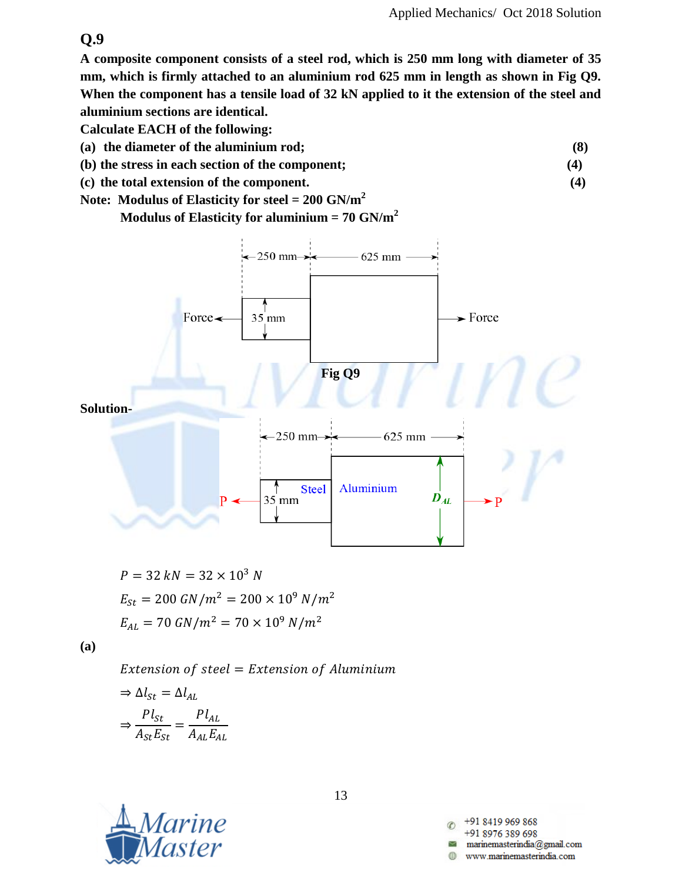## Q.9

**A composite component consists of a steel rod, which is 250 mm long with diameter of 35 mm, which is firmly attached to an aluminium rod 625 mm in length as shown in Fig Q9. When the component has a tensile load of 32 kN applied to it the extension of the steel and aluminium sections are identical.**

**Calculate EACH of the following:**

**(a) the diameter of the aluminium rod; (8)**

**(b) the stress in each section of the component; (4)**

**(c) the total extension of the component. (4)**

**Note: Modulus of Elasticity for steel = 200 GN/m$^2$**

**Modulus of Elasticity for aluminium = 70 GN/m$^2$**

**Fig Q9**

**Solution-**

$$P = 32\ kN = 32 \times 10^3\ N$$

$$E_{St} = 200\ GN/m^2 = 200 \times 10^9\ N/m^2$$

$$E_{AL} = 70\ GN/m^2 = 70 \times 10^9\ N/m^2$$

**(a)**

$$Extension\ of\ steel = Extension\ of\ Aluminium$$

$$\Rightarrow \Delta l_{St} = \Delta l_{AL}$$

$$\Rightarrow \frac{P l_{St}}{A_{St} E_{St}} = \frac{P l_{AL}}{A_{AL} E_{AL}}$$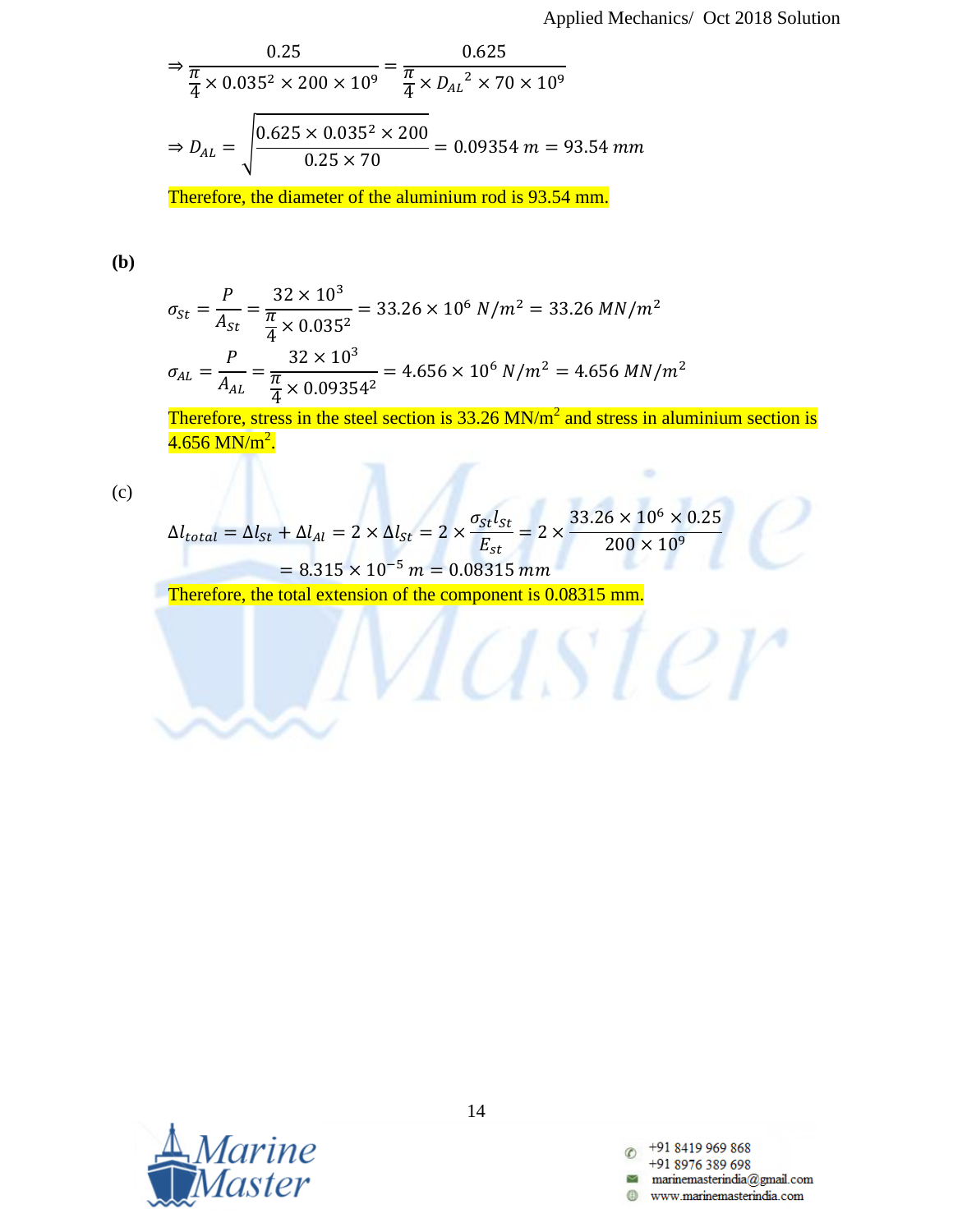$$\Rightarrow \frac{0.25}{\frac{\pi}{4} \times 0.035^2 \times 200 \times 10^9} = \frac{0.625}{\frac{\pi}{4} \times D_{AL}{}^2 \times 70 \times 10^9}$$

$$\Rightarrow D_{AL} = \sqrt{\frac{0.625 \times 0.035^2 \times 200}{0.25 \times 70}} = 0.09354\ m = 93.54\ mm$$

Therefore, the diameter of the aluminium rod is 93.54 mm.

**(b)**

$$\sigma_{St} = \frac{P}{A_{St}} = \frac{32 \times 10^3}{\frac{\pi}{4} \times 0.035^2} = 33.26 \times 10^6\ N/m^2 = 33.26\ MN/m^2$$

$$\sigma_{AL} = \frac{P}{A_{AL}} = \frac{32 \times 10^3}{\frac{\pi}{4} \times 0.09354^2} = 4.656 \times 10^6\ N/m^2 = 4.656\ MN/m^2$$

Therefore, stress in the steel section is 33.26 MN/$m^2$ and stress in aluminium section is 4.656 MN/$m^2$.

(c)

$$\Delta l_{total} = \Delta l_{St} + \Delta l_{Al} = 2 \times \Delta l_{St} = 2 \times \frac{\sigma_{St} l_{St}}{E_{St}} = 2 \times \frac{33.26 \times 10^6 \times 0.25}{200 \times 10^9}$$
$$= 8.315 \times 10^{-5}\ m = 0.08315\ mm$$

Therefore, the total extension of the component is 0.08315 mm.